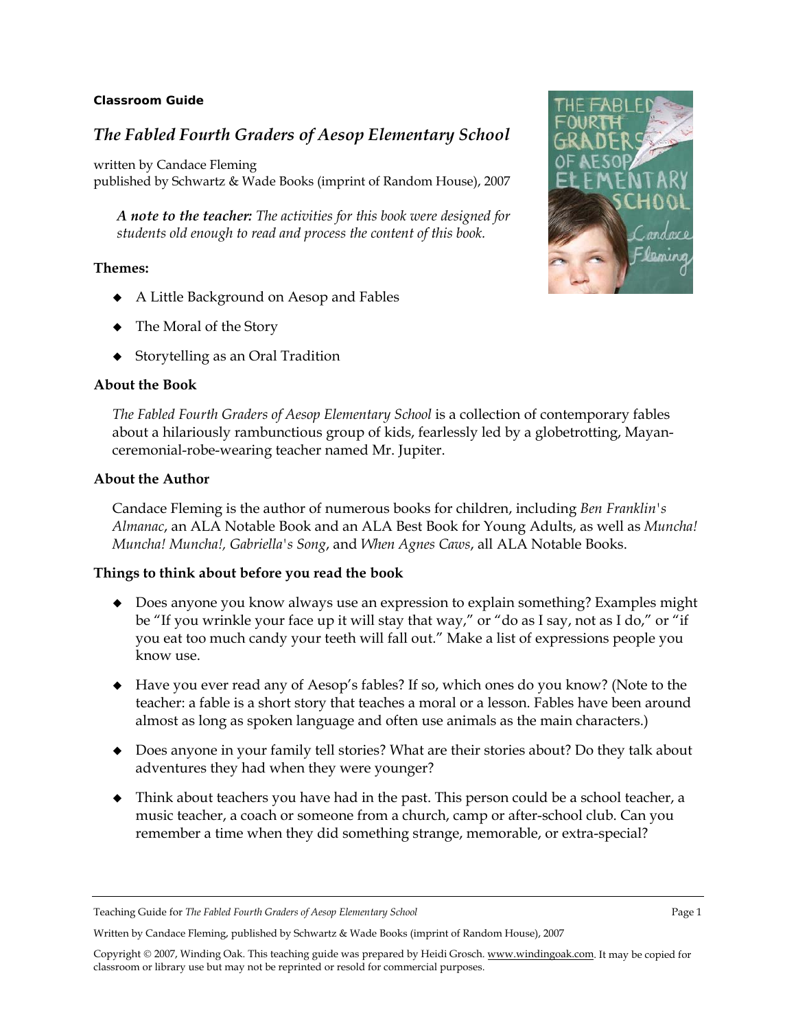**Classroom Guide**

# *The Fabled Fourth Graders of Aesop Elementary School*

written by Candace Fleming
published by Schwartz & Wade Books (imprint of Random House), 2007

> ***A note to the teacher:*** *The activities for this book were designed for students old enough to read and process the content of this book.*

**Themes:**

- A Little Background on Aesop and Fables
- The Moral of the Story
- Storytelling as an Oral Tradition

## About the Book

*The Fabled Fourth Graders of Aesop Elementary School* is a collection of contemporary fables about a hilariously rambunctious group of kids, fearlessly led by a globetrotting, Mayan-ceremonial-robe-wearing teacher named Mr. Jupiter.

## About the Author

Candace Fleming is the author of numerous books for children, including *Ben Franklin's Almanac*, an ALA Notable Book and an ALA Best Book for Young Adults, as well as *Muncha! Muncha! Muncha!, Gabriella's Song*, and *When Agnes Caws*, all ALA Notable Books.

## Things to think about before you read the book

- Does anyone you know always use an expression to explain something? Examples might be "If you wrinkle your face up it will stay that way," or "do as I say, not as I do," or "if you eat too much candy your teeth will fall out." Make a list of expressions people you know use.
- Have you ever read any of Aesop's fables? If so, which ones do you know? (Note to the teacher: a fable is a short story that teaches a moral or a lesson. Fables have been around almost as long as spoken language and often use animals as the main characters.)
- Does anyone in your family tell stories? What are their stories about? Do they talk about adventures they had when they were younger?
- Think about teachers you have had in the past. This person could be a school teacher, a music teacher, a coach or someone from a church, camp or after-school club. Can you remember a time when they did something strange, memorable, or extra-special?

Copyright © 2007, Winding Oak. This teaching guide was prepared by Heidi Grosch. www.windingoak.com. It may be copied for classroom or library use but may not be reprinted or resold for commercial purposes.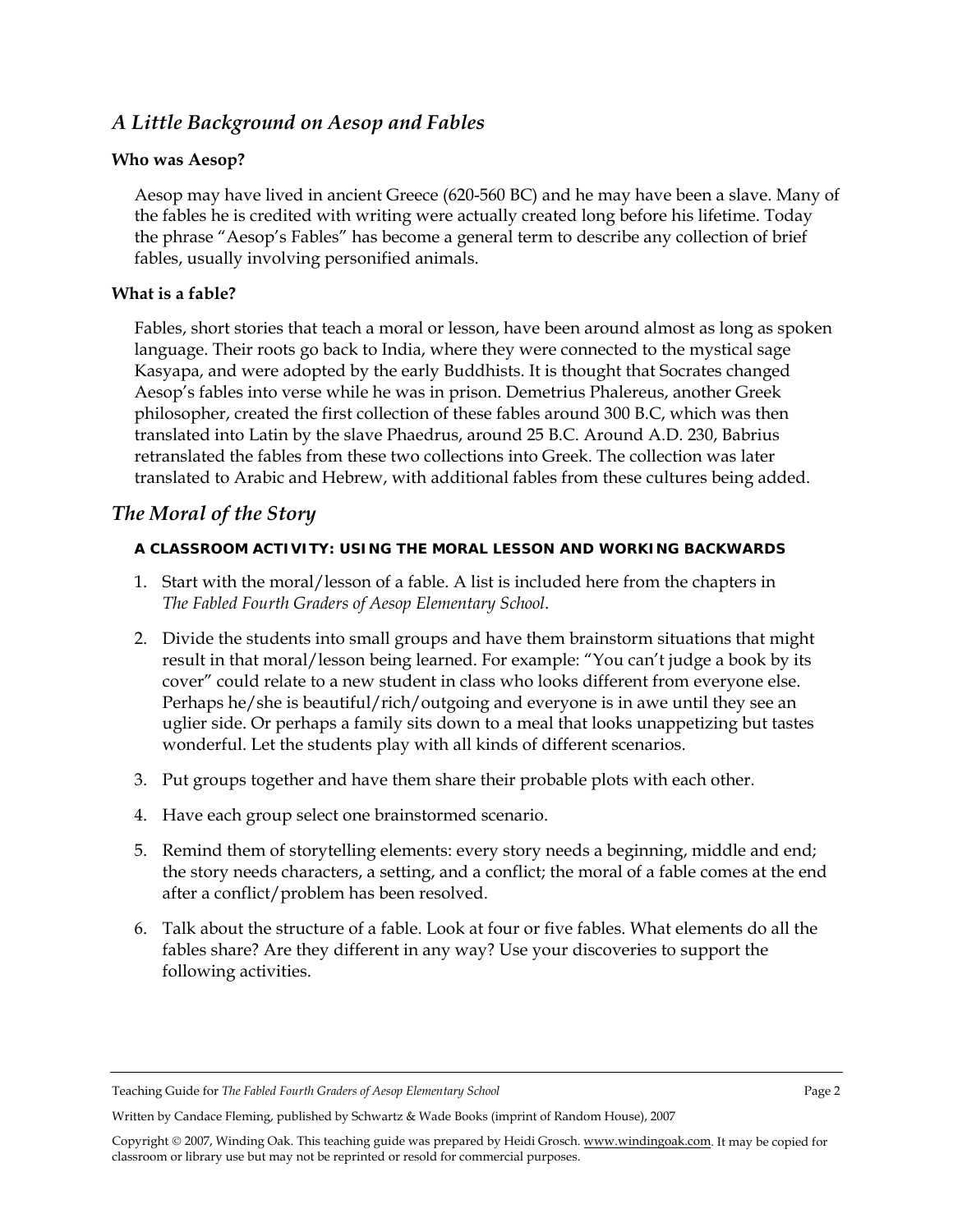## *A Little Background on Aesop and Fables*

**Who was Aesop?**

Aesop may have lived in ancient Greece (620-560 BC) and he may have been a slave. Many of the fables he is credited with writing were actually created long before his lifetime. Today the phrase "Aesop's Fables" has become a general term to describe any collection of brief fables, usually involving personified animals.

**What is a fable?**

Fables, short stories that teach a moral or lesson, have been around almost as long as spoken language. Their roots go back to India, where they were connected to the mystical sage Kasyapa, and were adopted by the early Buddhists. It is thought that Socrates changed Aesop's fables into verse while he was in prison. Demetrius Phalereus, another Greek philosopher, created the first collection of these fables around 300 B.C, which was then translated into Latin by the slave Phaedrus, around 25 B.C. Around A.D. 230, Babrius retranslated the fables from these two collections into Greek. The collection was later translated to Arabic and Hebrew, with additional fables from these cultures being added.

## *The Moral of the Story*

**A CLASSROOM ACTIVITY: USING THE MORAL LESSON AND WORKING BACKWARDS**

1. Start with the moral/lesson of a fable. A list is included here from the chapters in *The Fabled Fourth Graders of Aesop Elementary School*.
2. Divide the students into small groups and have them brainstorm situations that might result in that moral/lesson being learned. For example: "You can't judge a book by its cover" could relate to a new student in class who looks different from everyone else. Perhaps he/she is beautiful/rich/outgoing and everyone is in awe until they see an uglier side. Or perhaps a family sits down to a meal that looks unappetizing but tastes wonderful. Let the students play with all kinds of different scenarios.
3. Put groups together and have them share their probable plots with each other.
4. Have each group select one brainstormed scenario.
5. Remind them of storytelling elements: every story needs a beginning, middle and end; the story needs characters, a setting, and a conflict; the moral of a fable comes at the end after a conflict/problem has been resolved.
6. Talk about the structure of a fable. Look at four or five fables. What elements do all the fables share? Are they different in any way? Use your discoveries to support the following activities.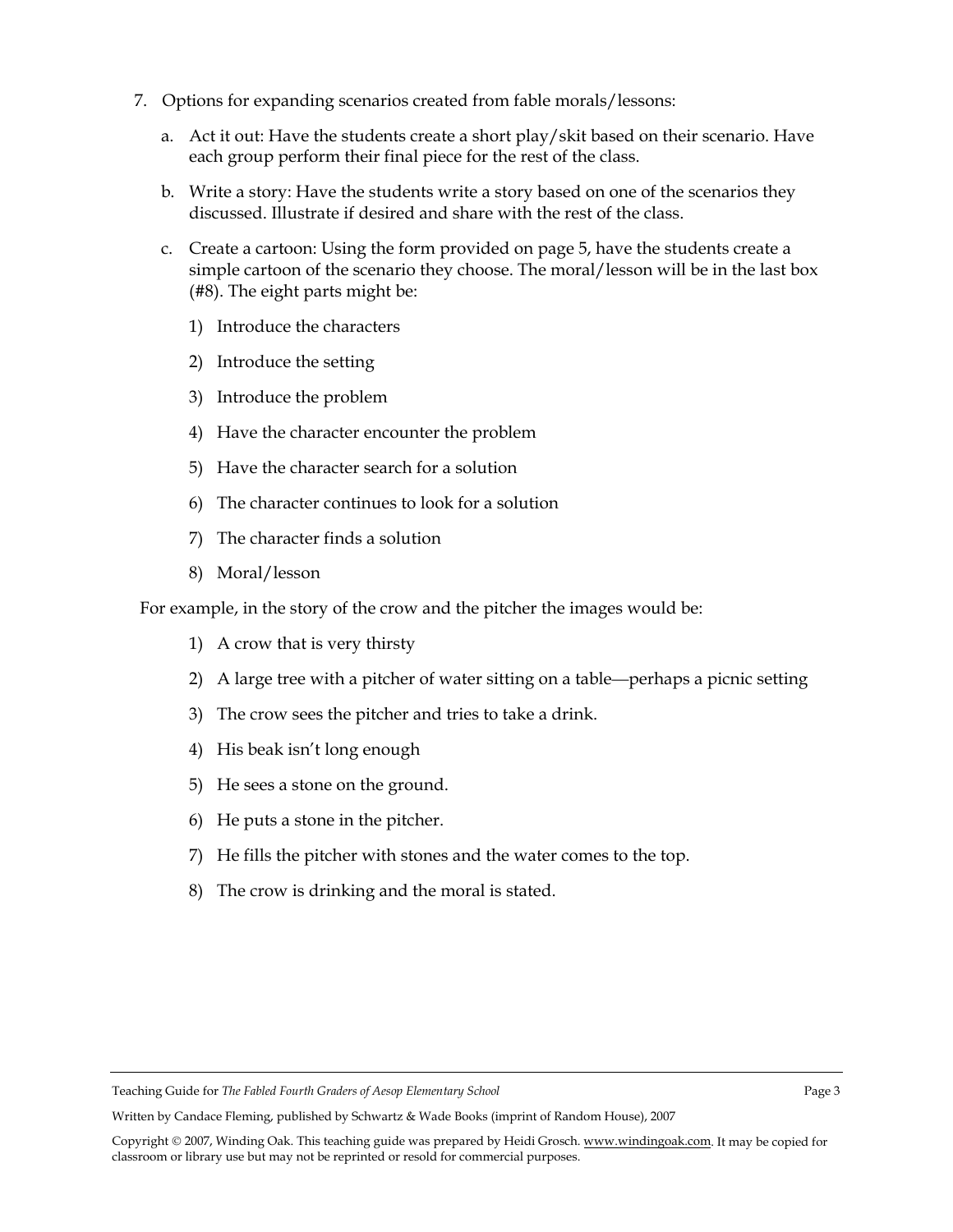7. Options for expanding scenarios created from fable morals/lessons:

   a. Act it out: Have the students create a short play/skit based on their scenario. Have each group perform their final piece for the rest of the class.

   b. Write a story: Have the students write a story based on one of the scenarios they discussed. Illustrate if desired and share with the rest of the class.

   c. Create a cartoon: Using the form provided on page 5, have the students create a simple cartoon of the scenario they choose. The moral/lesson will be in the last box (#8). The eight parts might be:

      1) Introduce the characters
      2) Introduce the setting
      3) Introduce the problem
      4) Have the character encounter the problem
      5) Have the character search for a solution
      6) The character continues to look for a solution
      7) The character finds a solution
      8) Moral/lesson

For example, in the story of the crow and the pitcher the images would be:

1) A crow that is very thirsty
2) A large tree with a pitcher of water sitting on a table—perhaps a picnic setting
3) The crow sees the pitcher and tries to take a drink.
4) His beak isn't long enough
5) He sees a stone on the ground.
6) He puts a stone in the pitcher.
7) He fills the pitcher with stones and the water comes to the top.
8) The crow is drinking and the moral is stated.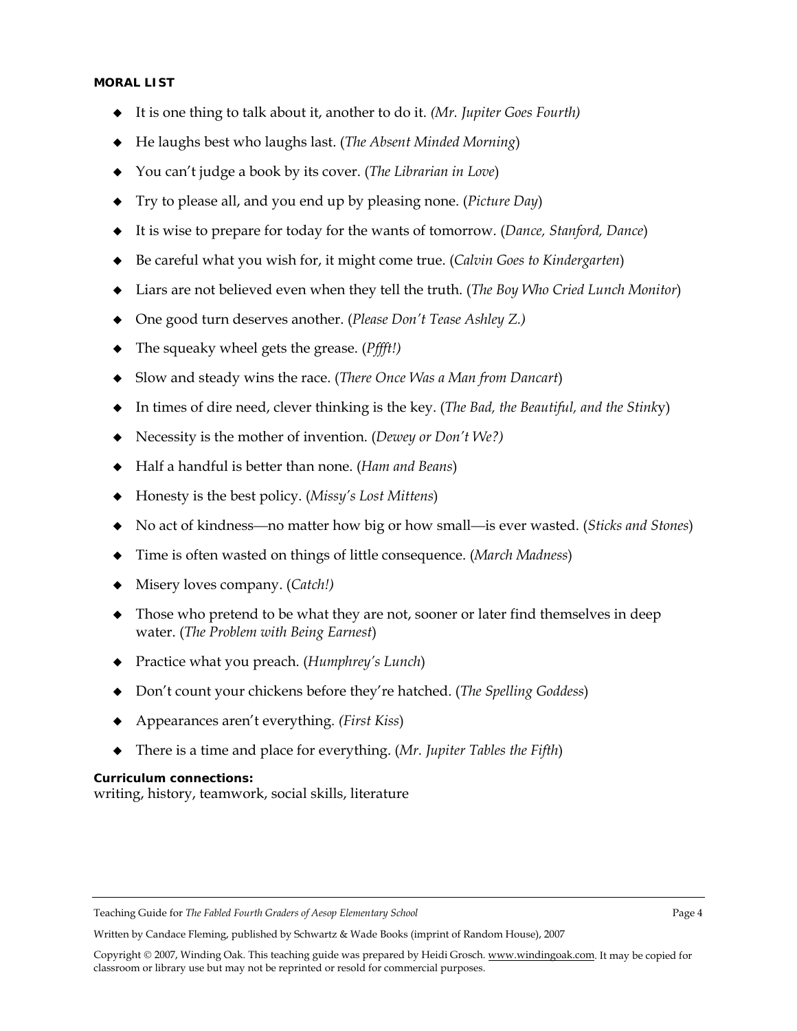**MORAL LIST**

- It is one thing to talk about it, another to do it. *(Mr. Jupiter Goes Fourth)*
- He laughs best who laughs last. (*The Absent Minded Morning*)
- You can't judge a book by its cover. (*The Librarian in Love*)
- Try to please all, and you end up by pleasing none. (*Picture Day*)
- It is wise to prepare for today for the wants of tomorrow. (*Dance, Stanford, Dance*)
- Be careful what you wish for, it might come true. (*Calvin Goes to Kindergarten*)
- Liars are not believed even when they tell the truth. (*The Boy Who Cried Lunch Monitor*)
- One good turn deserves another. (*Please Don't Tease Ashley Z.)*
- The squeaky wheel gets the grease. (*Pffft!)*
- Slow and steady wins the race. (*There Once Was a Man from Dancart*)
- In times of dire need, clever thinking is the key. (*The Bad, the Beautiful, and the Stink*y)
- Necessity is the mother of invention. (*Dewey or Don't We?)*
- Half a handful is better than none. (*Ham and Beans*)
- Honesty is the best policy. (*Missy's Lost Mittens*)
- No act of kindness—no matter how big or how small—is ever wasted. (*Sticks and Stones*)
- Time is often wasted on things of little consequence. (*March Madness*)
- Misery loves company. (*Catch!)*
- Those who pretend to be what they are not, sooner or later find themselves in deep water. (*The Problem with Being Earnest*)
- Practice what you preach. (*Humphrey's Lunch*)
- Don't count your chickens before they're hatched. (*The Spelling Goddess*)
- Appearances aren't everything. *(First Kiss*)
- There is a time and place for everything. (*Mr. Jupiter Tables the Fifth*)

**Curriculum connections:**
writing, history, teamwork, social skills, literature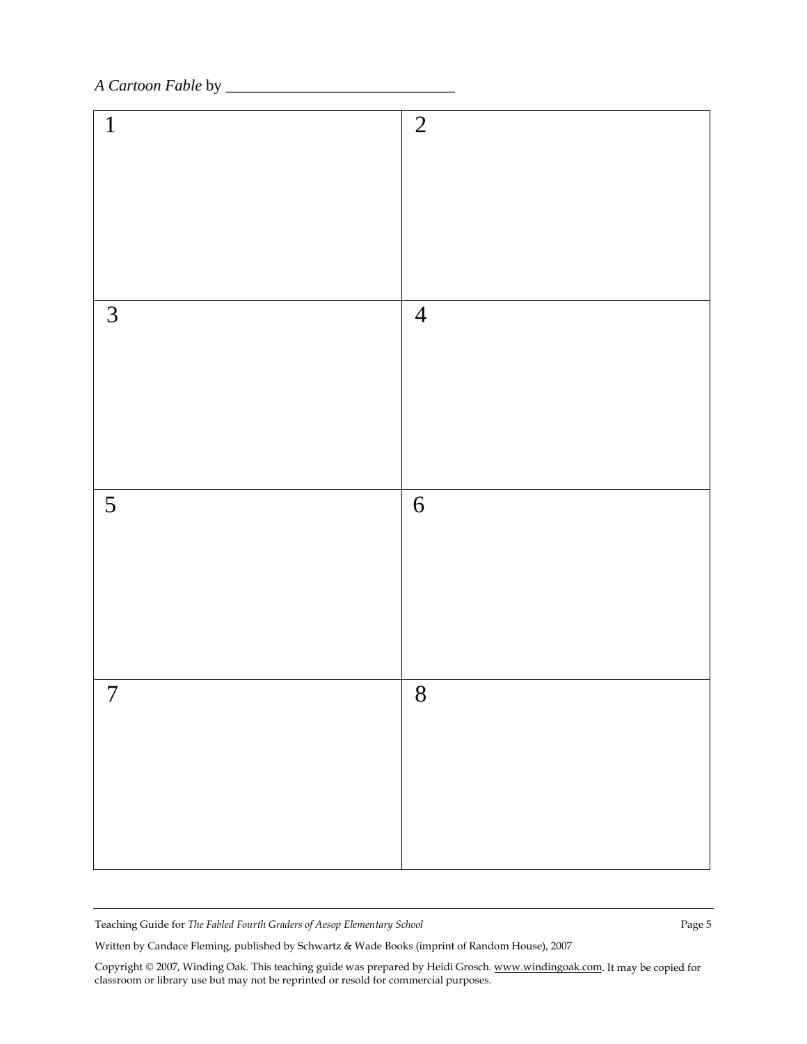*A Cartoon Fable* by ____________________________

| 1 | 2 |
|---|---|
| 3 | 4 |
| 5 | 6 |
| 7 | 8 |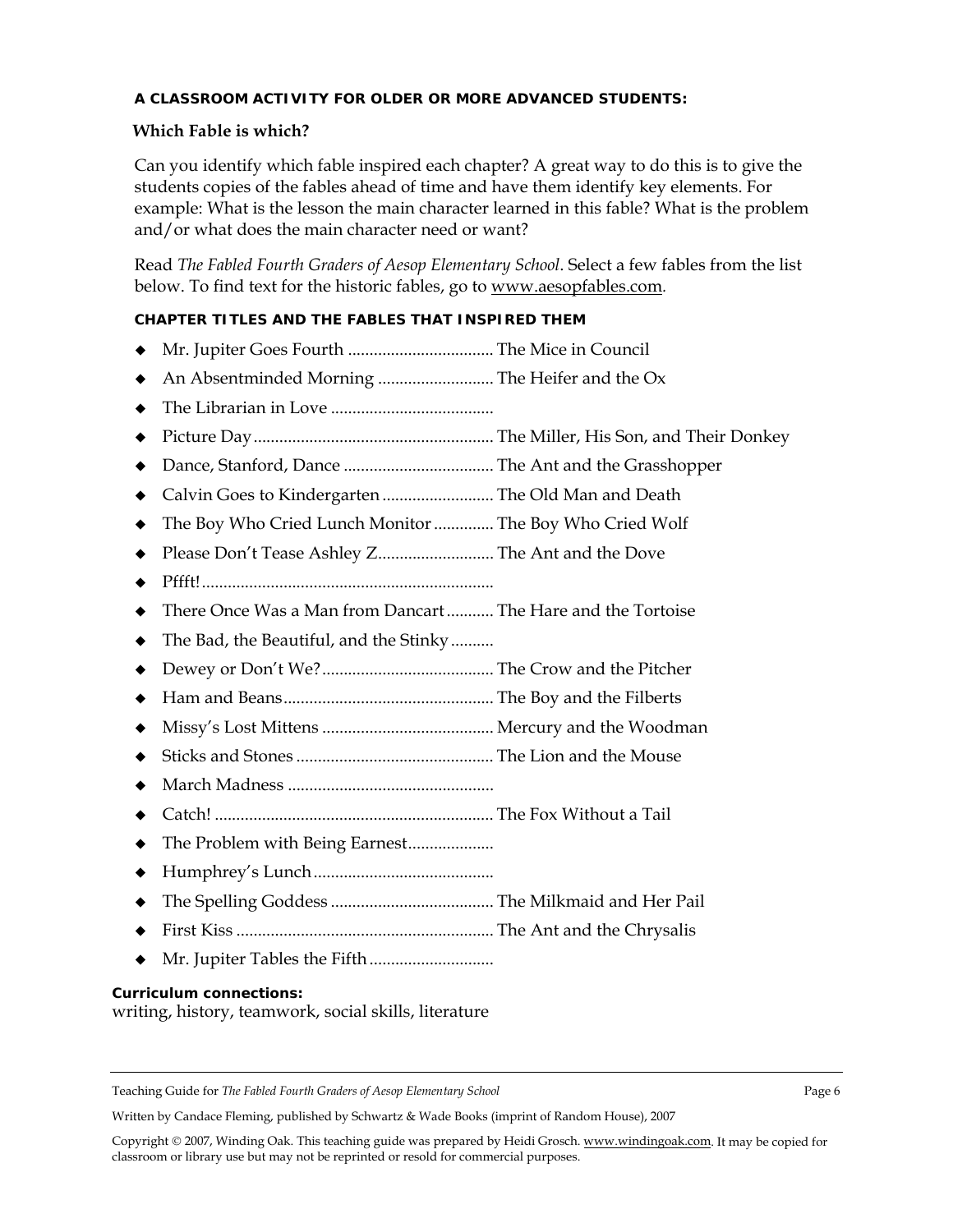**A CLASSROOM ACTIVITY FOR OLDER OR MORE ADVANCED STUDENTS:**

**Which Fable is which?**

Can you identify which fable inspired each chapter? A great way to do this is to give the students copies of the fables ahead of time and have them identify key elements. For example: What is the lesson the main character learned in this fable? What is the problem and/or what does the main character need or want?

Read *The Fabled Fourth Graders of Aesop Elementary School*. Select a few fables from the list below. To find text for the historic fables, go to www.aesopfables.com.

**CHAPTER TITLES AND THE FABLES THAT INSPIRED THEM**

- Mr. Jupiter Goes Fourth .................................. The Mice in Council
- An Absentminded Morning ........................... The Heifer and the Ox
- The Librarian in Love ......................................
- Picture Day........................................................ The Miller, His Son, and Their Donkey
- Dance, Stanford, Dance ................................... The Ant and the Grasshopper
- Calvin Goes to Kindergarten .......................... The Old Man and Death
- The Boy Who Cried Lunch Monitor ............. The Boy Who Cried Wolf
- Please Don't Tease Ashley Z........................... The Ant and the Dove
- Pffft! ...................................................................
- There Once Was a Man from Dancart ........... The Hare and the Tortoise
- The Bad, the Beautiful, and the Stinky ..........
- Dewey or Don't We?........................................ The Crow and the Pitcher
- Ham and Beans................................................. The Boy and the Filberts
- Missy's Lost Mittens ........................................ Mercury and the Woodman
- Sticks and Stones .............................................. The Lion and the Mouse
- March Madness ................................................
- Catch! ................................................................. The Fox Without a Tail
- The Problem with Being Earnest....................
- Humphrey's Lunch..........................................
- The Spelling Goddess ...................................... The Milkmaid and Her Pail
- First Kiss ............................................................ The Ant and the Chrysalis
- Mr. Jupiter Tables the Fifth ............................

**Curriculum connections:**
writing, history, teamwork, social skills, literature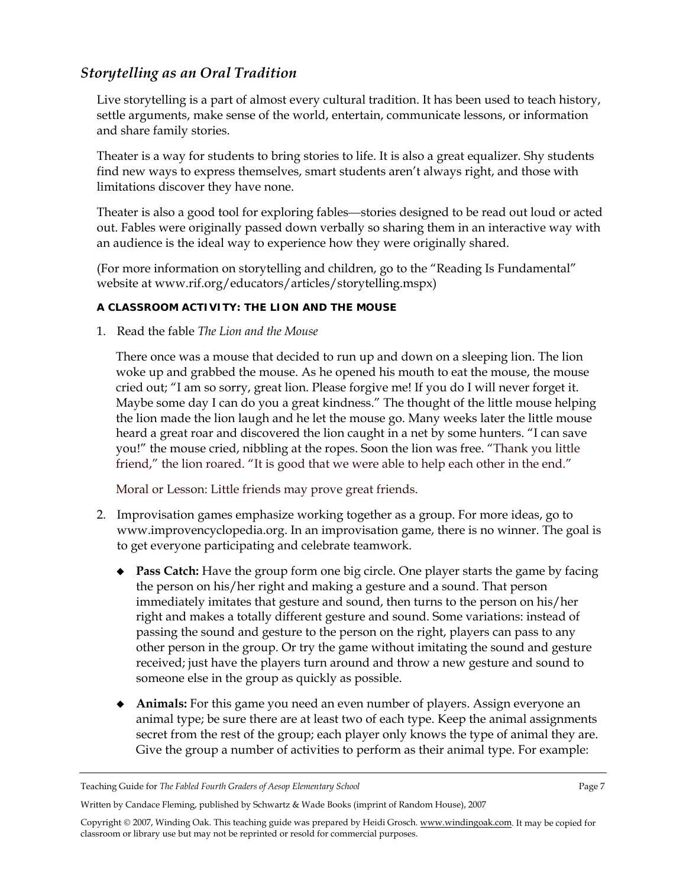## *Storytelling as an Oral Tradition*

Live storytelling is a part of almost every cultural tradition. It has been used to teach history, settle arguments, make sense of the world, entertain, communicate lessons, or information and share family stories.

Theater is a way for students to bring stories to life. It is also a great equalizer. Shy students find new ways to express themselves, smart students aren't always right, and those with limitations discover they have none.

Theater is also a good tool for exploring fables—stories designed to be read out loud or acted out. Fables were originally passed down verbally so sharing them in an interactive way with an audience is the ideal way to experience how they were originally shared.

(For more information on storytelling and children, go to the "Reading Is Fundamental" website at www.rif.org/educators/articles/storytelling.mspx)

**A CLASSROOM ACTIVITY: THE LION AND THE MOUSE**

1. Read the fable *The Lion and the Mouse*

   There once was a mouse that decided to run up and down on a sleeping lion. The lion woke up and grabbed the mouse. As he opened his mouth to eat the mouse, the mouse cried out; "I am so sorry, great lion. Please forgive me! If you do I will never forget it. Maybe some day I can do you a great kindness." The thought of the little mouse helping the lion made the lion laugh and he let the mouse go. Many weeks later the little mouse heard a great roar and discovered the lion caught in a net by some hunters. "I can save you!" the mouse cried, nibbling at the ropes. Soon the lion was free. "Thank you little friend," the lion roared. "It is good that we were able to help each other in the end."

   Moral or Lesson: Little friends may prove great friends.

2. Improvisation games emphasize working together as a group. For more ideas, go to www.improvencyclopedia.org. In an improvisation game, there is no winner. The goal is to get everyone participating and celebrate teamwork.

   - **Pass Catch:** Have the group form one big circle. One player starts the game by facing the person on his/her right and making a gesture and a sound. That person immediately imitates that gesture and sound, then turns to the person on his/her right and makes a totally different gesture and sound. Some variations: instead of passing the sound and gesture to the person on the right, players can pass to any other person in the group. Or try the game without imitating the sound and gesture received; just have the players turn around and throw a new gesture and sound to someone else in the group as quickly as possible.

   - **Animals:** For this game you need an even number of players. Assign everyone an animal type; be sure there are at least two of each type. Keep the animal assignments secret from the rest of the group; each player only knows the type of animal they are. Give the group a number of activities to perform as their animal type. For example: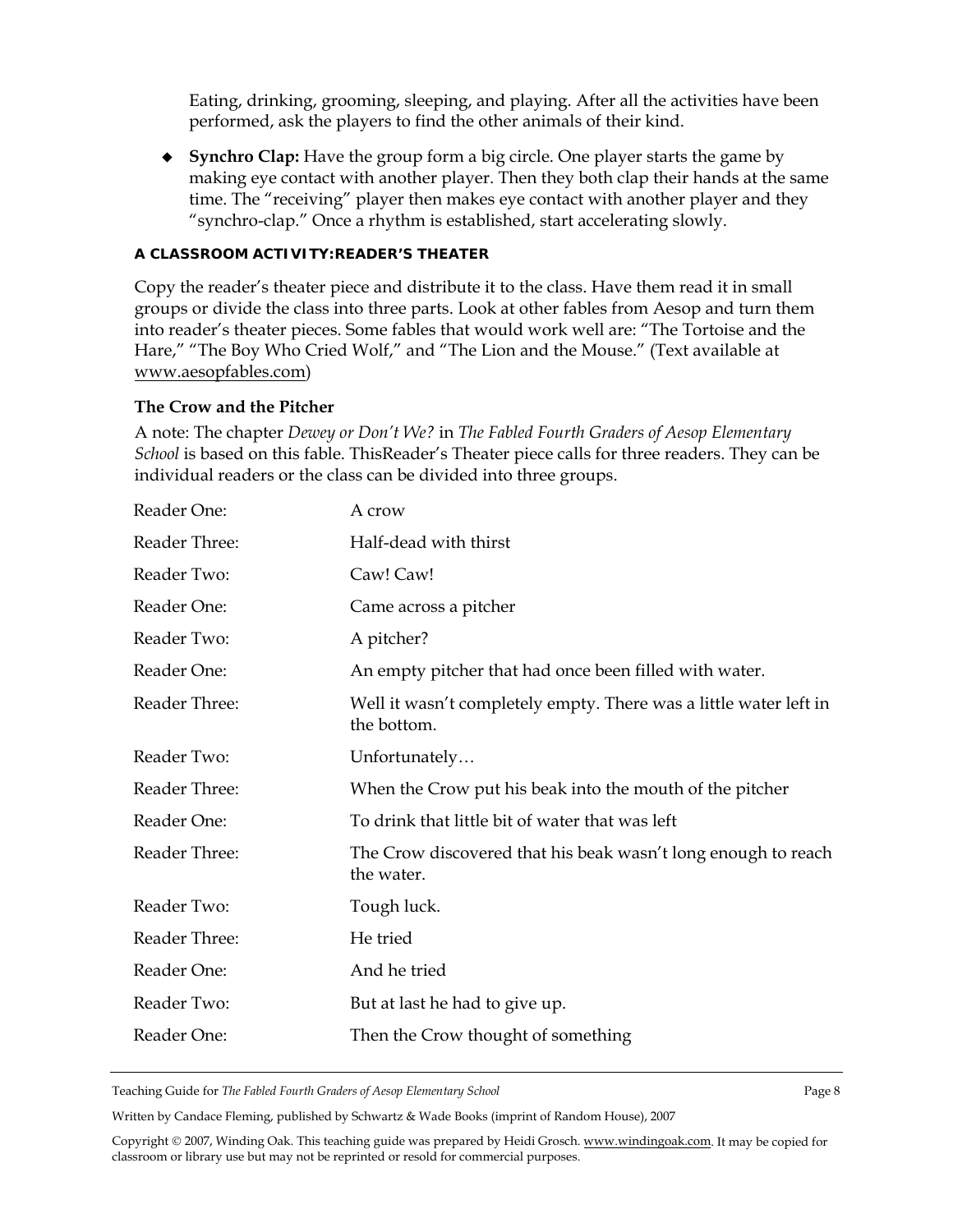Eating, drinking, grooming, sleeping, and playing. After all the activities have been performed, ask the players to find the other animals of their kind.

- **Synchro Clap:** Have the group form a big circle. One player starts the game by making eye contact with another player. Then they both clap their hands at the same time. The "receiving" player then makes eye contact with another player and they "synchro-clap." Once a rhythm is established, start accelerating slowly.

#### A CLASSROOM ACTIVITY:READER'S THEATER

Copy the reader's theater piece and distribute it to the class. Have them read it in small groups or divide the class into three parts. Look at other fables from Aesop and turn them into reader's theater pieces. Some fables that would work well are: "The Tortoise and the Hare," "The Boy Who Cried Wolf," and "The Lion and the Mouse." (Text available at www.aesopfables.com)

**The Crow and the Pitcher**

A note: The chapter *Dewey or Don't We?* in *The Fabled Fourth Graders of Aesop Elementary School* is based on this fable. ThisReader's Theater piece calls for three readers. They can be individual readers or the class can be divided into three groups.

| | |
|---|---|
| Reader One: | A crow |
| Reader Three: | Half-dead with thirst |
| Reader Two: | Caw! Caw! |
| Reader One: | Came across a pitcher |
| Reader Two: | A pitcher? |
| Reader One: | An empty pitcher that had once been filled with water. |
| Reader Three: | Well it wasn't completely empty. There was a little water left in the bottom. |
| Reader Two: | Unfortunately… |
| Reader Three: | When the Crow put his beak into the mouth of the pitcher |
| Reader One: | To drink that little bit of water that was left |
| Reader Three: | The Crow discovered that his beak wasn't long enough to reach the water. |
| Reader Two: | Tough luck. |
| Reader Three: | He tried |
| Reader One: | And he tried |
| Reader Two: | But at last he had to give up. |
| Reader One: | Then the Crow thought of something |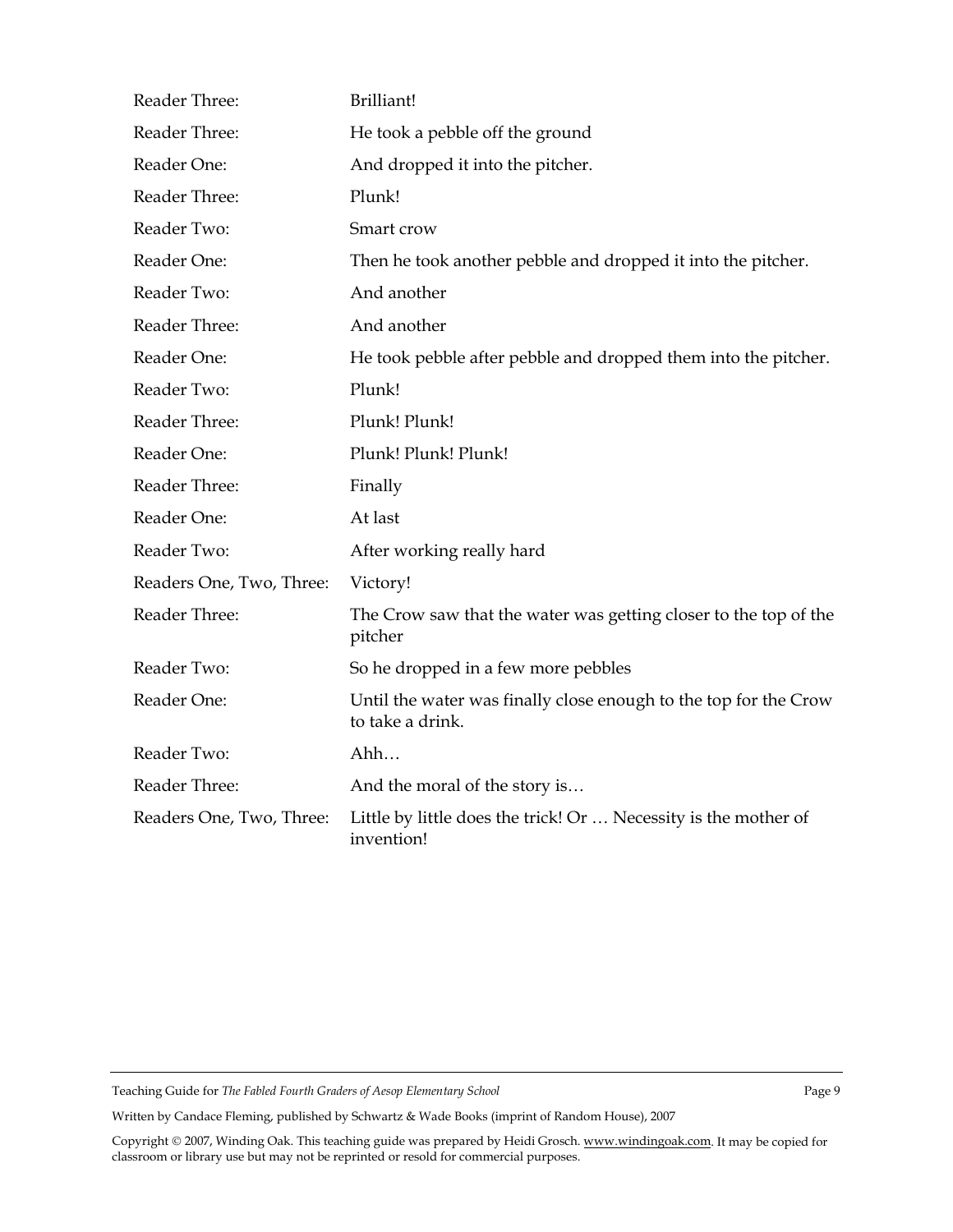| | |
|---|---|
| Reader Three: | Brilliant! |
| Reader Three: | He took a pebble off the ground |
| Reader One: | And dropped it into the pitcher. |
| Reader Three: | Plunk! |
| Reader Two: | Smart crow |
| Reader One: | Then he took another pebble and dropped it into the pitcher. |
| Reader Two: | And another |
| Reader Three: | And another |
| Reader One: | He took pebble after pebble and dropped them into the pitcher. |
| Reader Two: | Plunk! |
| Reader Three: | Plunk! Plunk! |
| Reader One: | Plunk! Plunk! Plunk! |
| Reader Three: | Finally |
| Reader One: | At last |
| Reader Two: | After working really hard |
| Readers One, Two, Three: | Victory! |
| Reader Three: | The Crow saw that the water was getting closer to the top of the pitcher |
| Reader Two: | So he dropped in a few more pebbles |
| Reader One: | Until the water was finally close enough to the top for the Crow to take a drink. |
| Reader Two: | Ahh… |
| Reader Three: | And the moral of the story is… |
| Readers One, Two, Three: | Little by little does the trick! Or … Necessity is the mother of invention! |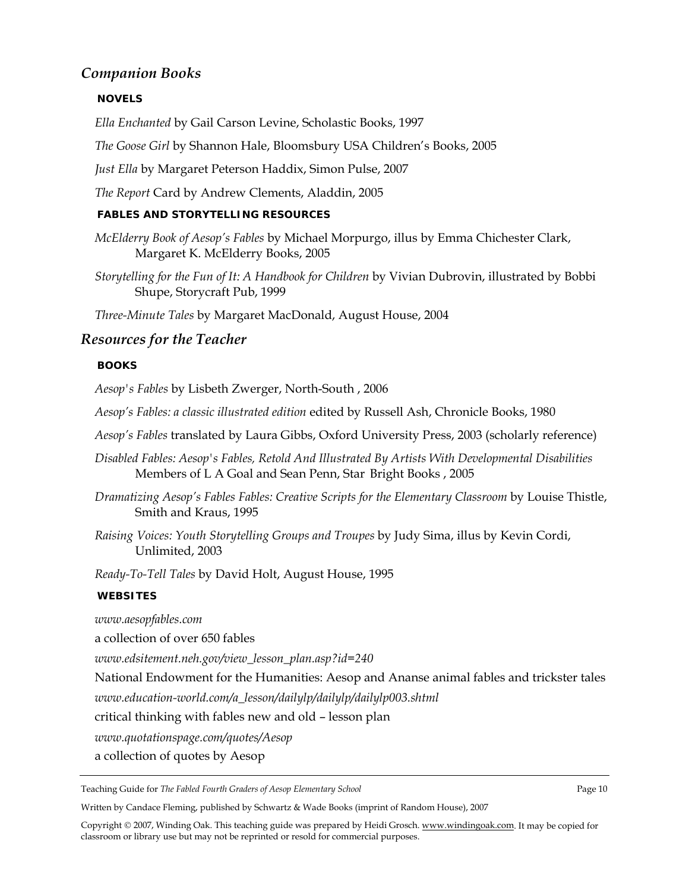## *Companion Books*

### NOVELS

*Ella Enchanted* by Gail Carson Levine, Scholastic Books, 1997

*The Goose Girl* by Shannon Hale, Bloomsbury USA Children's Books, 2005

*Just Ella* by Margaret Peterson Haddix, Simon Pulse, 2007

*The Report* Card by Andrew Clements, Aladdin, 2005

### FABLES AND STORYTELLING RESOURCES

*McElderry Book of Aesop's Fables* by Michael Morpurgo, illus by Emma Chichester Clark, Margaret K. McElderry Books, 2005

*Storytelling for the Fun of It: A Handbook for Children* by Vivian Dubrovin, illustrated by Bobbi Shupe, Storycraft Pub, 1999

*Three-Minute Tales* by Margaret MacDonald, August House, 2004

## *Resources for the Teacher*

### BOOKS

*Aesop's Fables* by Lisbeth Zwerger, North-South , 2006

*Aesop's Fables: a classic illustrated edition* edited by Russell Ash, Chronicle Books, 1980

*Aesop's Fables* translated by Laura Gibbs, Oxford University Press, 2003 (scholarly reference)

*Disabled Fables: Aesop's Fables, Retold And Illustrated By Artists With Developmental Disabilities* Members of L A Goal and Sean Penn, Star Bright Books , 2005

*Dramatizing Aesop's Fables Fables: Creative Scripts for the Elementary Classroom* by Louise Thistle, Smith and Kraus, 1995

*Raising Voices: Youth Storytelling Groups and Troupes* by Judy Sima, illus by Kevin Cordi, Unlimited, 2003

*Ready-To-Tell Tales* by David Holt, August House, 1995

### WEBSITES

*www.aesopfables.com*

a collection of over 650 fables

*www.edsitement.neh.gov/view_lesson_plan.asp?id=240*

National Endowment for the Humanities: Aesop and Ananse animal fables and trickster tales

*www.education-world.com/a_lesson/dailylp/dailylp/dailylp003.shtml*

critical thinking with fables new and old – lesson plan

*www.quotationspage.com/quotes/Aesop*

a collection of quotes by Aesop

Teaching Guide for *The Fabled Fourth Graders of Aesop Elementary School*

Written by Candace Fleming, published by Schwartz & Wade Books (imprint of Random House), 2007

Copyright © 2007, Winding Oak. This teaching guide was prepared by Heidi Grosch. www.windingoak.com. It may be copied for classroom or library use but may not be reprinted or resold for commercial purposes.